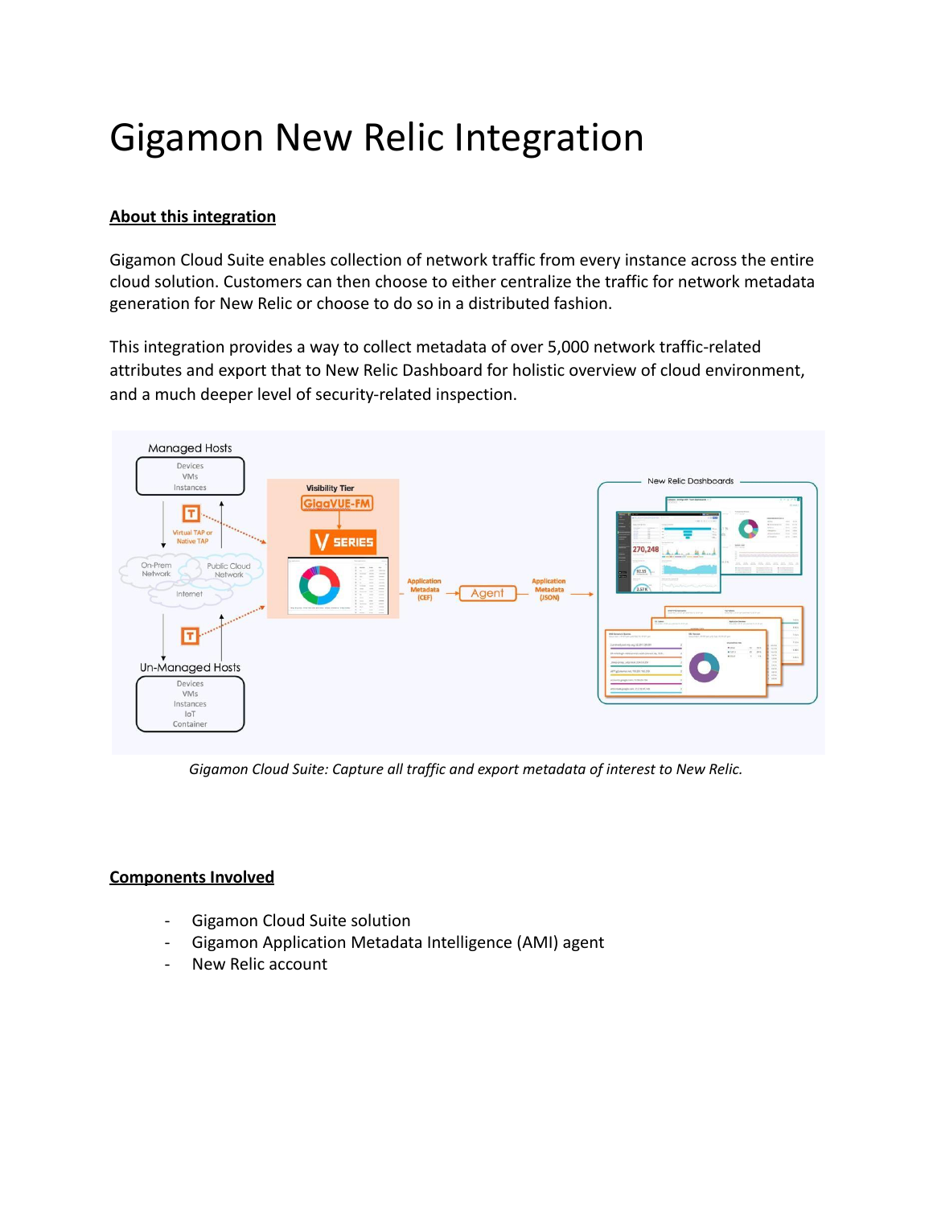# Gigamon New Relic Integration

**About this integration**

Gigamon Cloud Suite enables collection of network traffic from every instance across the entire cloud solution. Customers can then choose to either centralize the traffic for network metadata generation for New Relic or choose to do so in a distributed fashion.

This integration provides a way to collect metadata of over 5,000 network traffic-related attributes and export that to New Relic Dashboard for holistic overview of cloud environment, and a much deeper level of security-related inspection.

*Gigamon Cloud Suite: Capture all traffic and export metadata of interest to New Relic.*

**Components Involved**

- Gigamon Cloud Suite solution
- Gigamon Application Metadata Intelligence (AMI) agent
- New Relic account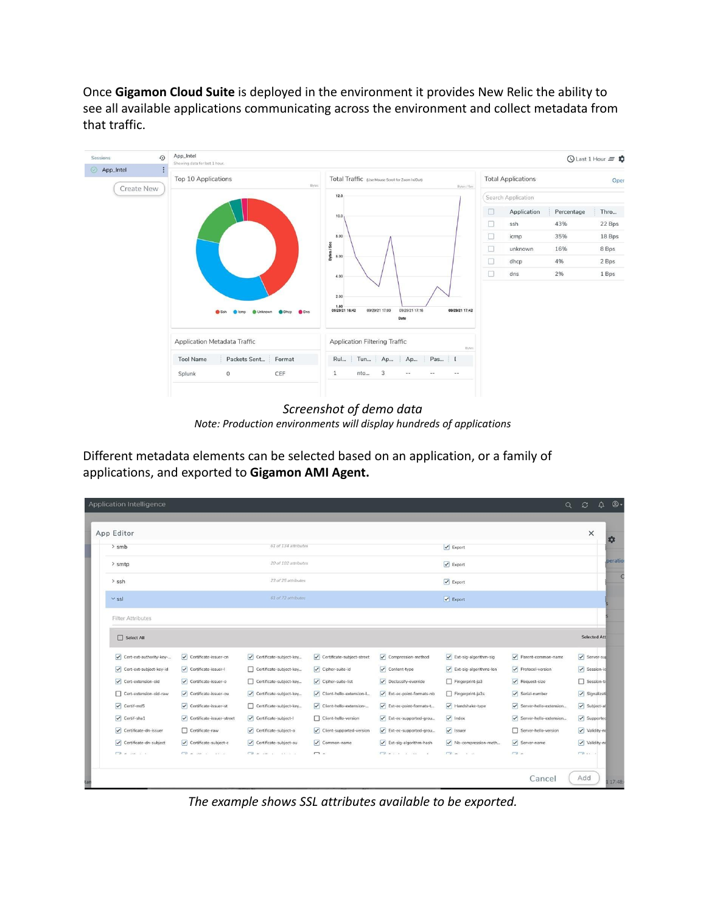Once **Gigamon Cloud Suite** is deployed in the environment it provides New Relic the ability to see all available applications communicating across the environment and collect metadata from that traffic.

*Screenshot of demo data*

*Note: Production environments will display hundreds of applications*

Different metadata elements can be selected based on an application, or a family of applications, and exported to **Gigamon AMI Agent.**

*The example shows SSL attributes available to be exported.*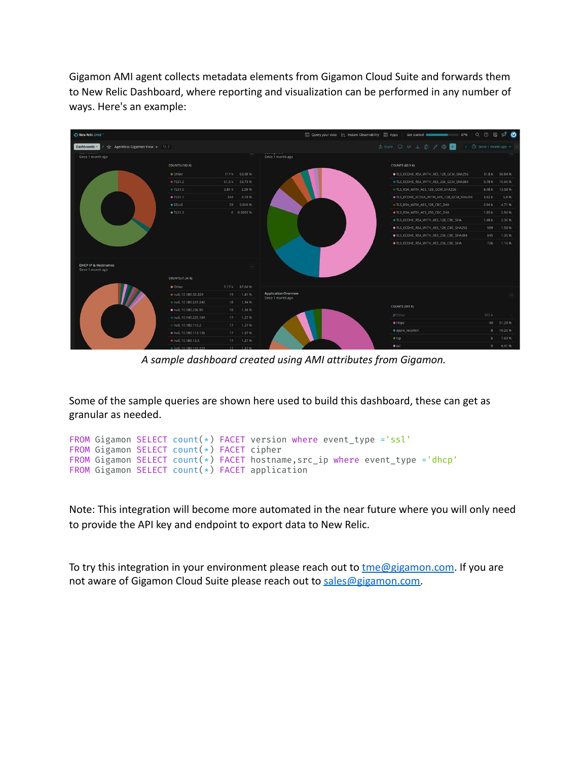Gigamon AMI agent collects metadata elements from Gigamon Cloud Suite and forwards them to New Relic Dashboard, where reporting and visualization can be performed in any number of ways. Here's an example:

*A sample dashboard created using AMI attributes from Gigamon.*

Some of the sample queries are shown here used to build this dashboard, these can get as granular as needed.

```
FROM Gigamon SELECT count(*) FACET version where event_type ='ssl'
FROM Gigamon SELECT count(*) FACET cipher
FROM Gigamon SELECT count(*) FACET hostname,src_ip where event_type ='dhcp'
FROM Gigamon SELECT count(*) FACET application
```

Note: This integration will become more automated in the near future where you will only need to provide the API key and endpoint to export data to New Relic.

To try this integration in your environment please reach out to tme@gigamon.com. If you are not aware of Gigamon Cloud Suite please reach out to sales@gigamon.com.